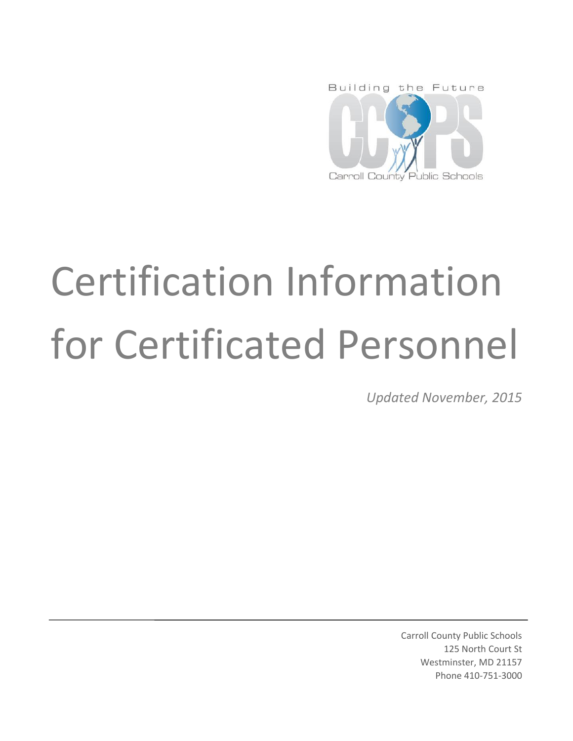Building the Future

CCPS

Carroll County Public Schools

# Certification Information for Certificated Personnel

*Updated November, 2015*

Carroll County Public Schools
125 North Court St
Westminster, MD 21157
Phone 410-751-3000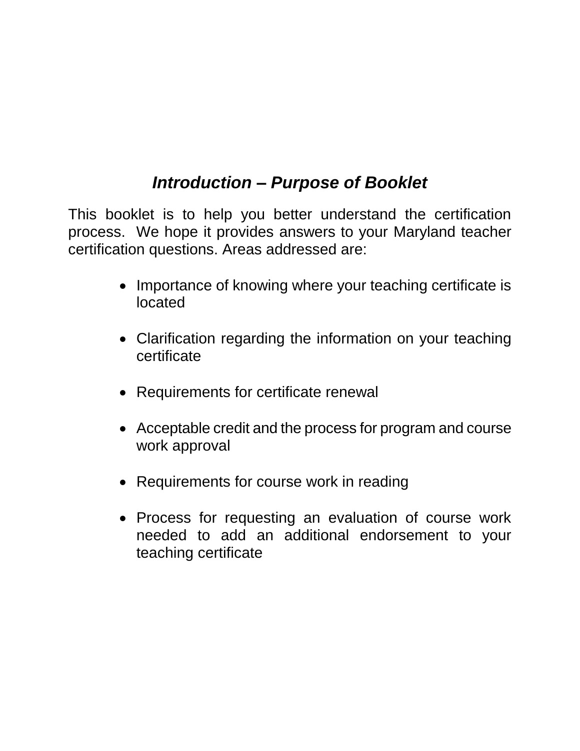## *Introduction – Purpose of Booklet*

This booklet is to help you better understand the certification process. We hope it provides answers to your Maryland teacher certification questions. Areas addressed are:

- Importance of knowing where your teaching certificate is located
- Clarification regarding the information on your teaching certificate
- Requirements for certificate renewal
- Acceptable credit and the process for program and course work approval
- Requirements for course work in reading
- Process for requesting an evaluation of course work needed to add an additional endorsement to your teaching certificate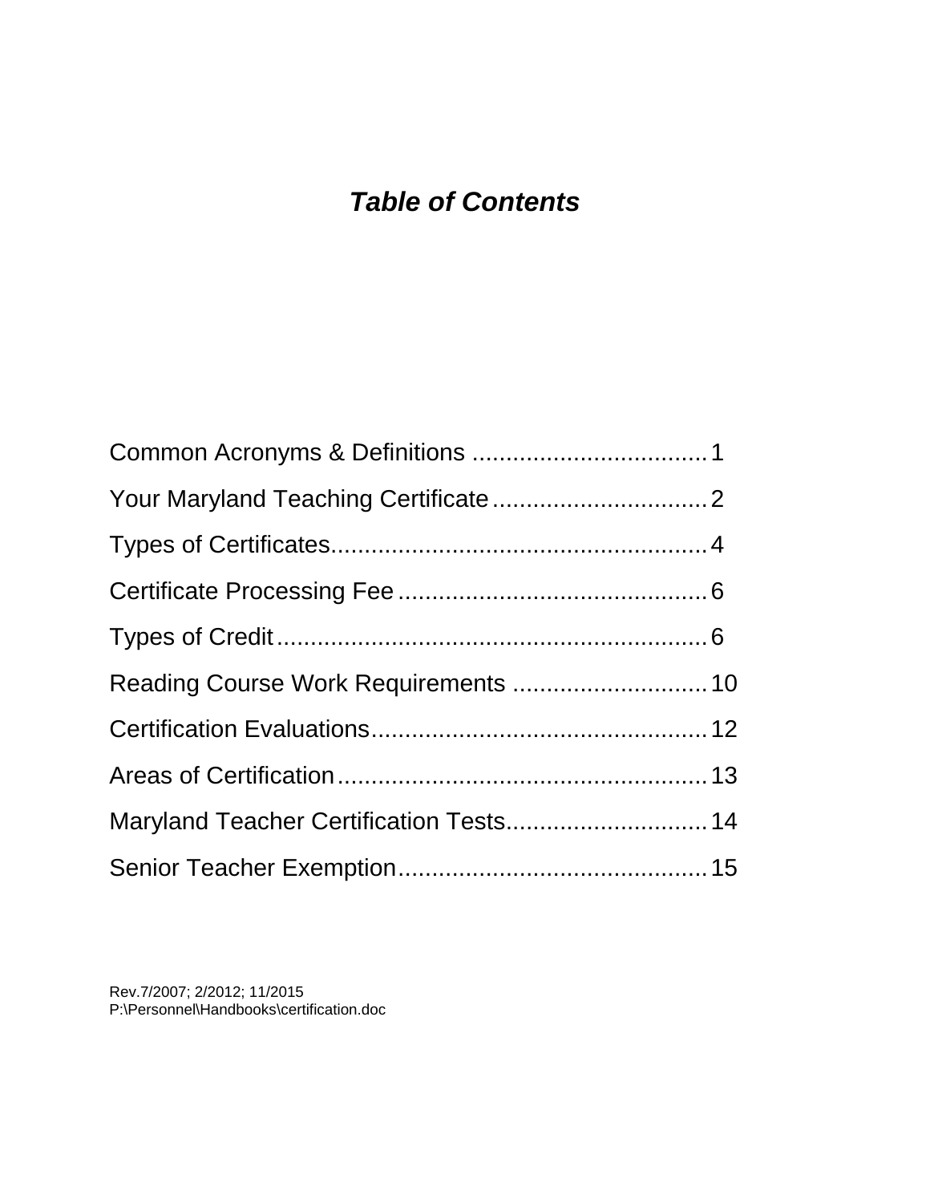# *Table of Contents*

Common Acronyms & Definitions .................................. 1

Your Maryland Teaching Certificate ................................ 2

Types of Certificates........................................................ 4

Certificate Processing Fee .............................................. 6

Types of Credit ................................................................. 6

Reading Course Work Requirements ............................. 10

Certification Evaluations.................................................. 12

Areas of Certification....................................................... 13

Maryland Teacher Certification Tests.............................. 14

Senior Teacher Exemption.............................................. 15

Rev.7/2007; 2/2012; 11/2015
P:\Personnel\Handbooks\certification.doc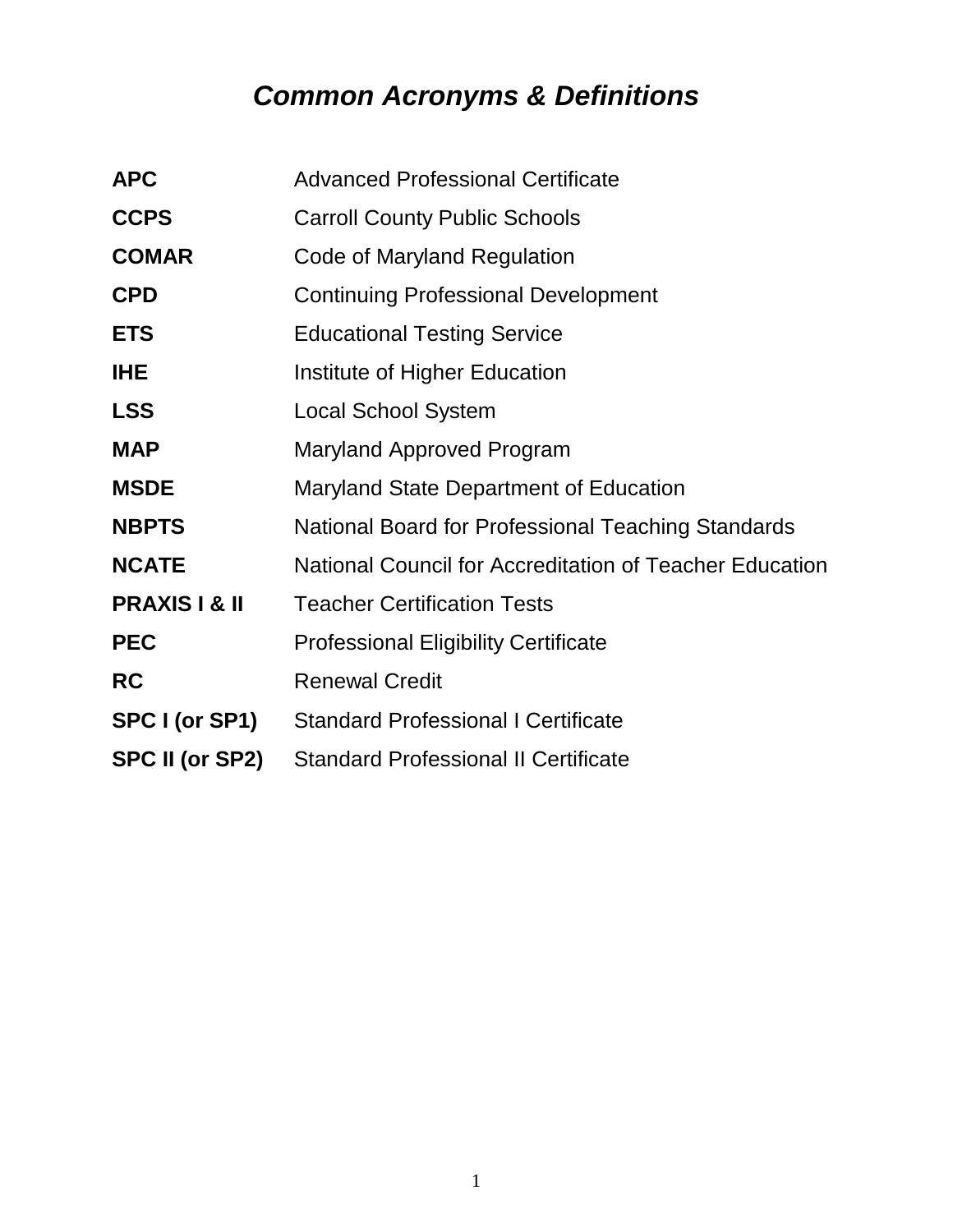# *Common Acronyms & Definitions*

| | |
|---|---|
| **APC** | Advanced Professional Certificate |
| **CCPS** | Carroll County Public Schools |
| **COMAR** | Code of Maryland Regulation |
| **CPD** | Continuing Professional Development |
| **ETS** | Educational Testing Service |
| **IHE** | Institute of Higher Education |
| **LSS** | Local School System |
| **MAP** | Maryland Approved Program |
| **MSDE** | Maryland State Department of Education |
| **NBPTS** | National Board for Professional Teaching Standards |
| **NCATE** | National Council for Accreditation of Teacher Education |
| **PRAXIS I & II** | Teacher Certification Tests |
| **PEC** | Professional Eligibility Certificate |
| **RC** | Renewal Credit |
| **SPC I (or SP1)** | Standard Professional I Certificate |
| **SPC II (or SP2)** | Standard Professional II Certificate |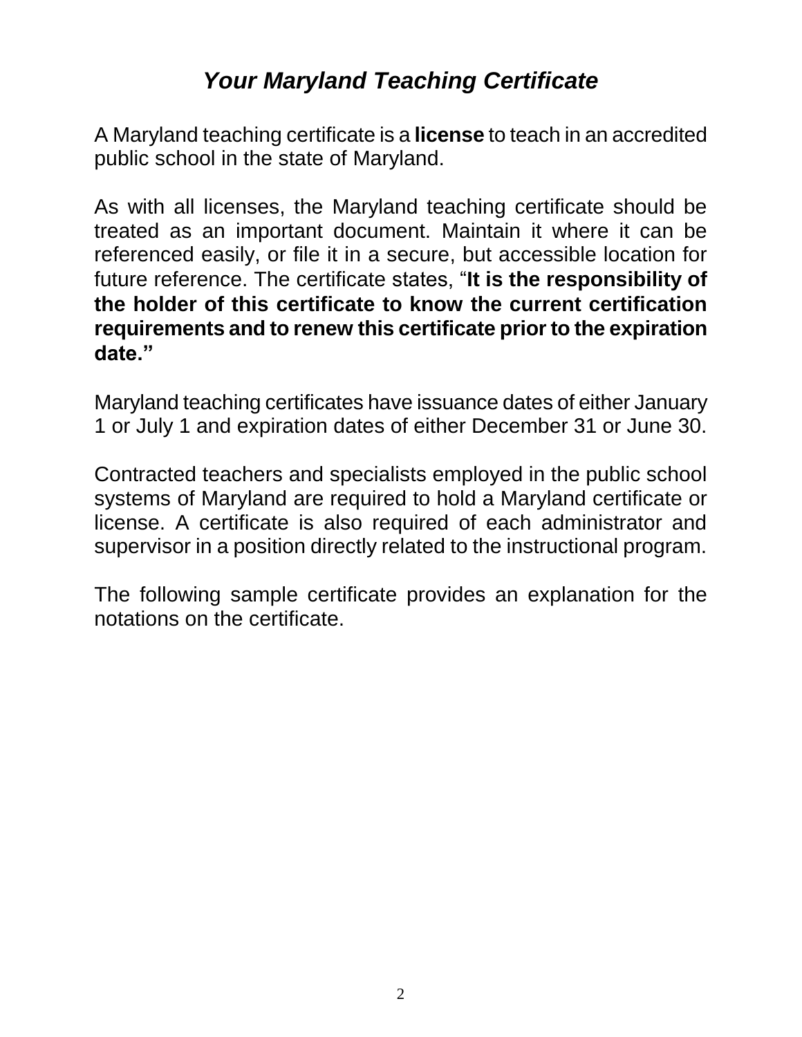# ***Your Maryland Teaching Certificate***

A Maryland teaching certificate is a **license** to teach in an accredited public school in the state of Maryland.

As with all licenses, the Maryland teaching certificate should be treated as an important document. Maintain it where it can be referenced easily, or file it in a secure, but accessible location for future reference. The certificate states, "**It is the responsibility of the holder of this certificate to know the current certification requirements and to renew this certificate prior to the expiration date."**

Maryland teaching certificates have issuance dates of either January 1 or July 1 and expiration dates of either December 31 or June 30.

Contracted teachers and specialists employed in the public school systems of Maryland are required to hold a Maryland certificate or license. A certificate is also required of each administrator and supervisor in a position directly related to the instructional program.

The following sample certificate provides an explanation for the notations on the certificate.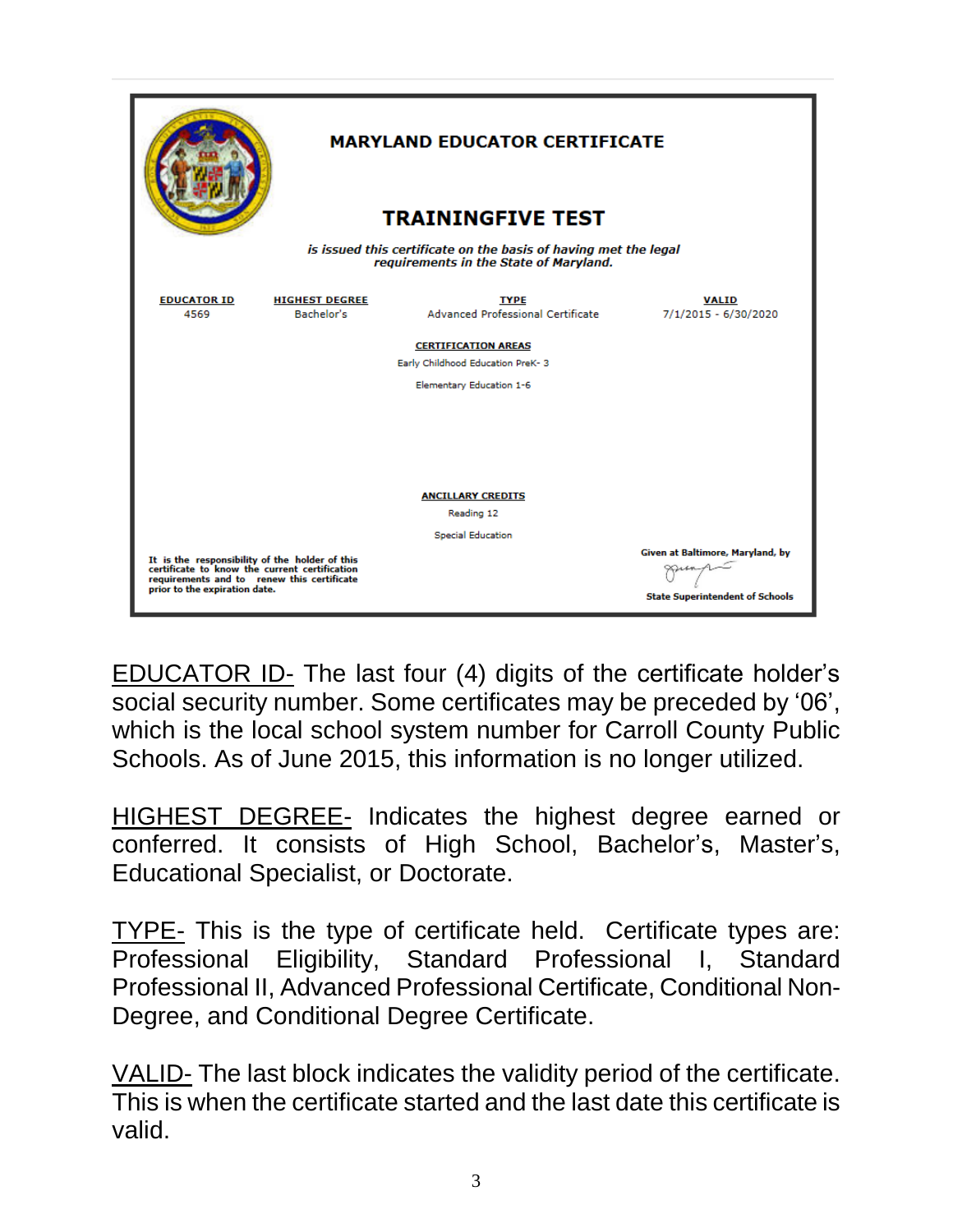**MARYLAND EDUCATOR CERTIFICATE**

**TRAININGFIVE TEST**

***is issued this certificate on the basis of having met the legal requirements in the State of Maryland.***

| EDUCATOR ID | HIGHEST DEGREE | TYPE | VALID |
| --- | --- | --- | --- |
| 4569 | Bachelor's | Advanced Professional Certificate | 7/1/2015 - 6/30/2020 |

**CERTIFICATION AREAS**

Early Childhood Education PreK- 3

Elementary Education 1-6

**ANCILLARY CREDITS**

Reading 12

Special Education

**It is the responsibility of the holder of this certificate to know the current certification requirements and to renew this certificate prior to the expiration date.**

**Given at Baltimore, Maryland, by**

**State Superintendent of Schools**

EDUCATOR ID- The last four (4) digits of the certificate holder's social security number. Some certificates may be preceded by '06', which is the local school system number for Carroll County Public Schools. As of June 2015, this information is no longer utilized.

HIGHEST DEGREE- Indicates the highest degree earned or conferred. It consists of High School, Bachelor's, Master's, Educational Specialist, or Doctorate.

TYPE- This is the type of certificate held. Certificate types are: Professional Eligibility, Standard Professional I, Standard Professional II, Advanced Professional Certificate, Conditional Non-Degree, and Conditional Degree Certificate.

VALID- The last block indicates the validity period of the certificate. This is when the certificate started and the last date this certificate is valid.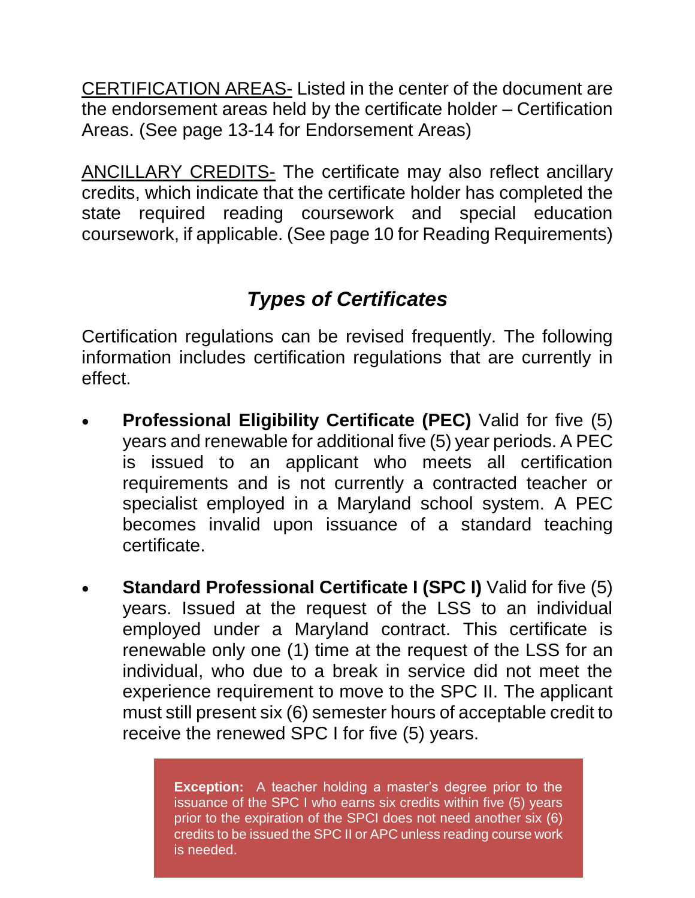CERTIFICATION AREAS- Listed in the center of the document are the endorsement areas held by the certificate holder – Certification Areas. (See page 13-14 for Endorsement Areas)

ANCILLARY CREDITS- The certificate may also reflect ancillary credits, which indicate that the certificate holder has completed the state required reading coursework and special education coursework, if applicable. (See page 10 for Reading Requirements)

## *Types of Certificates*

Certification regulations can be revised frequently. The following information includes certification regulations that are currently in effect.

- **Professional Eligibility Certificate (PEC)** Valid for five (5) years and renewable for additional five (5) year periods. A PEC is issued to an applicant who meets all certification requirements and is not currently a contracted teacher or specialist employed in a Maryland school system. A PEC becomes invalid upon issuance of a standard teaching certificate.

- **Standard Professional Certificate I (SPC I)** Valid for five (5) years. Issued at the request of the LSS to an individual employed under a Maryland contract. This certificate is renewable only one (1) time at the request of the LSS for an individual, who due to a break in service did not meet the experience requirement to move to the SPC II. The applicant must still present six (6) semester hours of acceptable credit to receive the renewed SPC I for five (5) years.

> **Exception:** A teacher holding a master's degree prior to the issuance of the SPC I who earns six credits within five (5) years prior to the expiration of the SPCI does not need another six (6) credits to be issued the SPC II or APC unless reading course work is needed.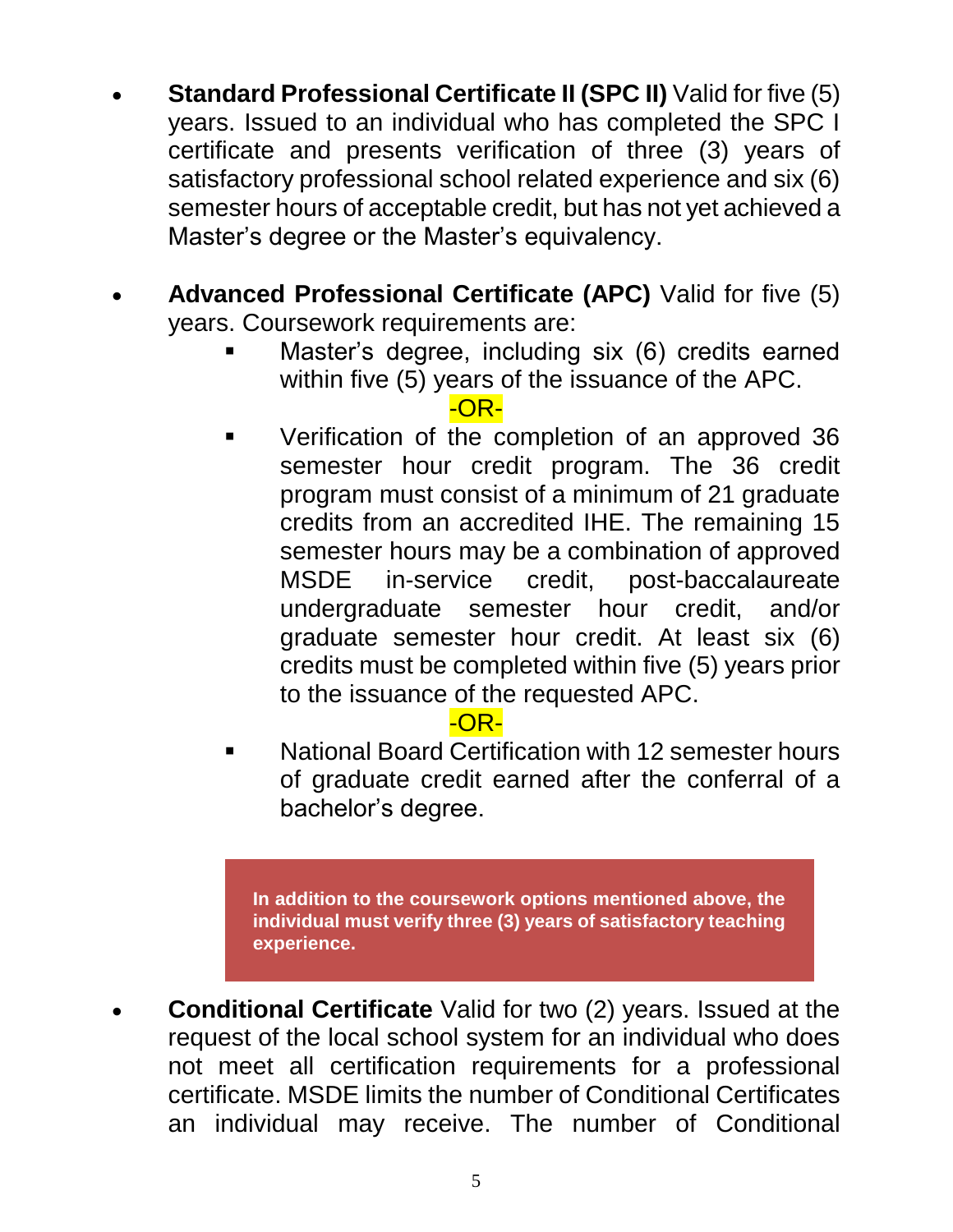- **Standard Professional Certificate II (SPC II)** Valid for five (5) years. Issued to an individual who has completed the SPC I certificate and presents verification of three (3) years of satisfactory professional school related experience and six (6) semester hours of acceptable credit, but has not yet achieved a Master's degree or the Master's equivalency.

- **Advanced Professional Certificate (APC)** Valid for five (5) years. Coursework requirements are:
  - Master's degree, including six (6) credits earned within five (5) years of the issuance of the APC.

    -OR-

  - Verification of the completion of an approved 36 semester hour credit program. The 36 credit program must consist of a minimum of 21 graduate credits from an accredited IHE. The remaining 15 semester hours may be a combination of approved MSDE in-service credit, post-baccalaureate undergraduate semester hour credit, and/or graduate semester hour credit. At least six (6) credits must be completed within five (5) years prior to the issuance of the requested APC.

    -OR-

  - National Board Certification with 12 semester hours of graduate credit earned after the conferral of a bachelor's degree.

  **In addition to the coursework options mentioned above, the individual must verify three (3) years of satisfactory teaching experience.**

- **Conditional Certificate** Valid for two (2) years. Issued at the request of the local school system for an individual who does not meet all certification requirements for a professional certificate. MSDE limits the number of Conditional Certificates an individual may receive. The number of Conditional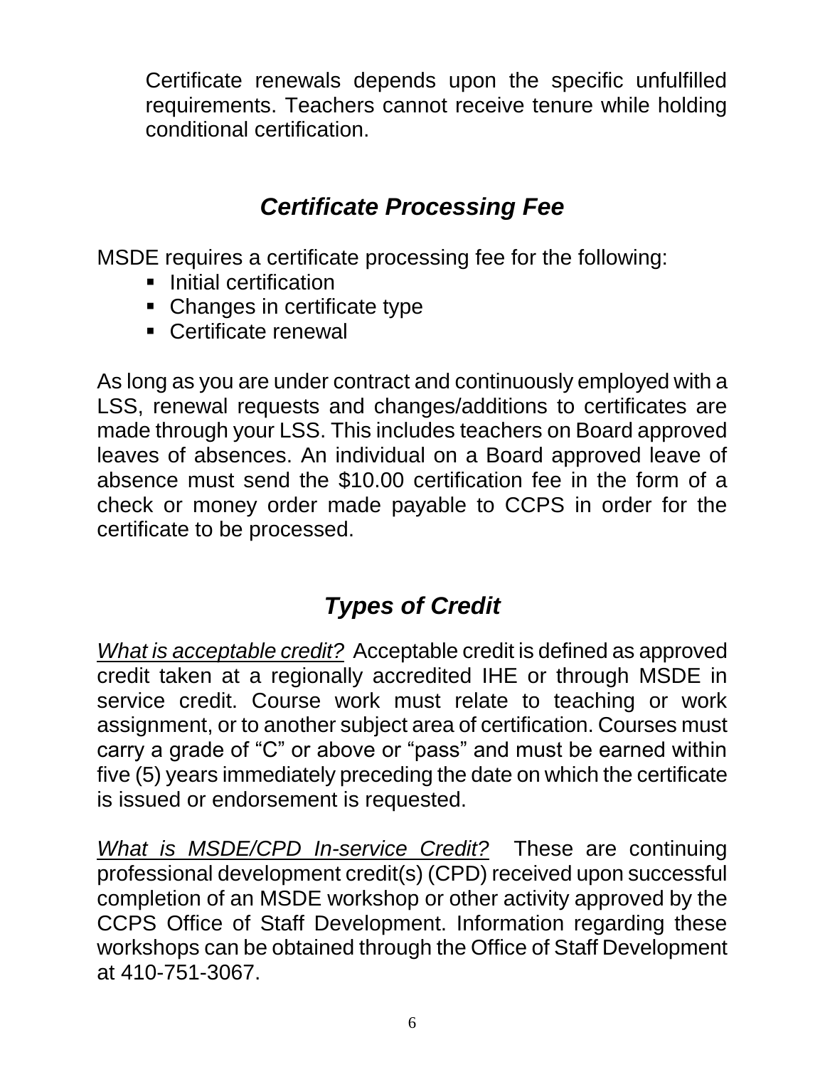Certificate renewals depends upon the specific unfulfilled requirements. Teachers cannot receive tenure while holding conditional certification.

## *Certificate Processing Fee*

MSDE requires a certificate processing fee for the following:

- Initial certification
- Changes in certificate type
- Certificate renewal

As long as you are under contract and continuously employed with a LSS, renewal requests and changes/additions to certificates are made through your LSS. This includes teachers on Board approved leaves of absences. An individual on a Board approved leave of absence must send the $10.00 certification fee in the form of a check or money order made payable to CCPS in order for the certificate to be processed.

## *Types of Credit*

*What is acceptable credit?* Acceptable credit is defined as approved credit taken at a regionally accredited IHE or through MSDE in service credit. Course work must relate to teaching or work assignment, or to another subject area of certification. Courses must carry a grade of "C" or above or "pass" and must be earned within five (5) years immediately preceding the date on which the certificate is issued or endorsement is requested.

*What is MSDE/CPD In-service Credit?* These are continuing professional development credit(s) (CPD) received upon successful completion of an MSDE workshop or other activity approved by the CCPS Office of Staff Development. Information regarding these workshops can be obtained through the Office of Staff Development at 410-751-3067.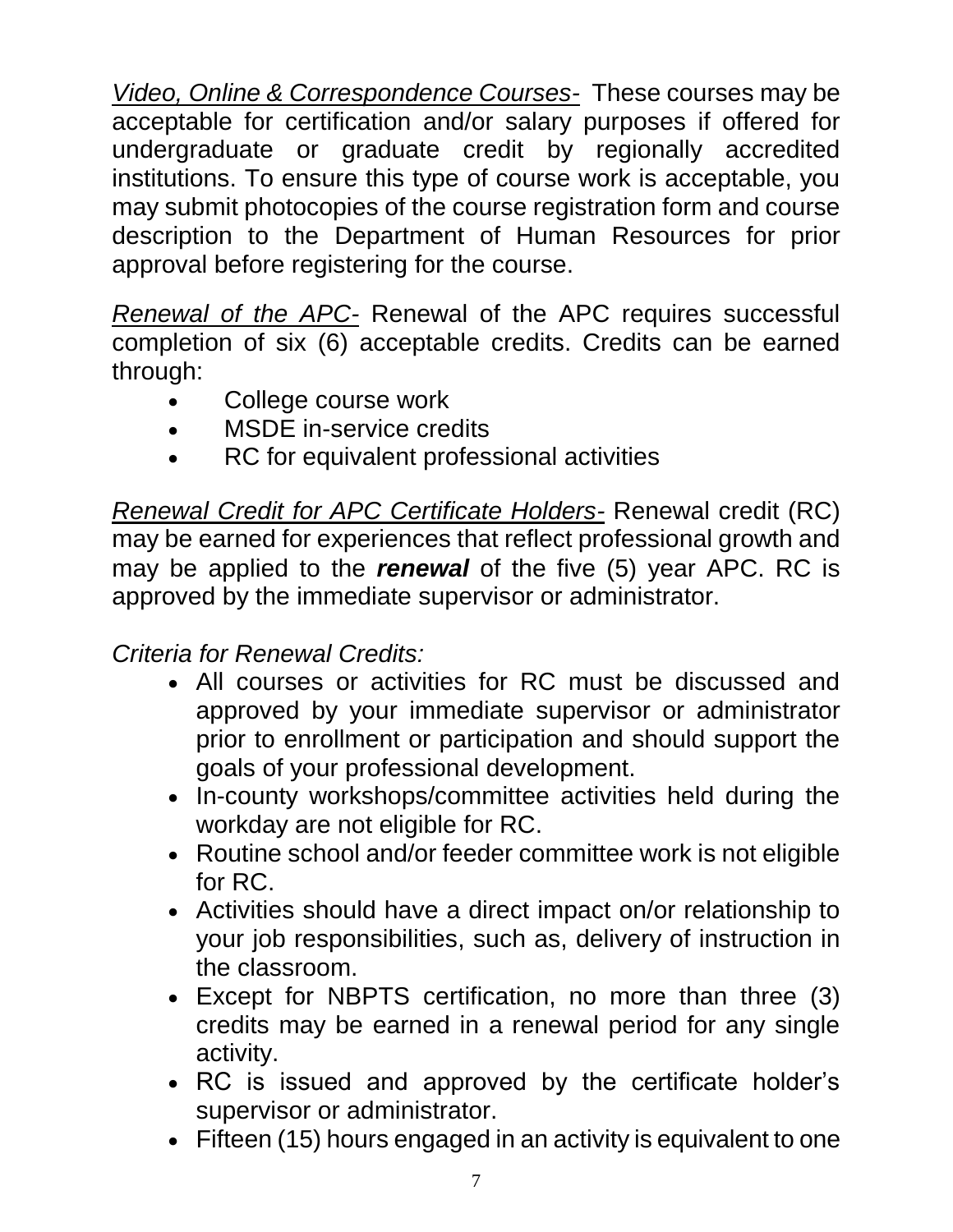*<u>Video, Online & Correspondence Courses-</u>* These courses may be acceptable for certification and/or salary purposes if offered for undergraduate or graduate credit by regionally accredited institutions. To ensure this type of course work is acceptable, you may submit photocopies of the course registration form and course description to the Department of Human Resources for prior approval before registering for the course.

*<u>Renewal of the APC-</u>* Renewal of the APC requires successful completion of six (6) acceptable credits. Credits can be earned through:

- College course work
- MSDE in-service credits
- RC for equivalent professional activities

*<u>Renewal Credit for APC Certificate Holders-</u>* Renewal credit (RC) may be earned for experiences that reflect professional growth and may be applied to the ***renewal*** of the five (5) year APC. RC is approved by the immediate supervisor or administrator.

*Criteria for Renewal Credits:*

- All courses or activities for RC must be discussed and approved by your immediate supervisor or administrator prior to enrollment or participation and should support the goals of your professional development.
- In-county workshops/committee activities held during the workday are not eligible for RC.
- Routine school and/or feeder committee work is not eligible for RC.
- Activities should have a direct impact on/or relationship to your job responsibilities, such as, delivery of instruction in the classroom.
- Except for NBPTS certification, no more than three (3) credits may be earned in a renewal period for any single activity.
- RC is issued and approved by the certificate holder's supervisor or administrator.
- Fifteen (15) hours engaged in an activity is equivalent to one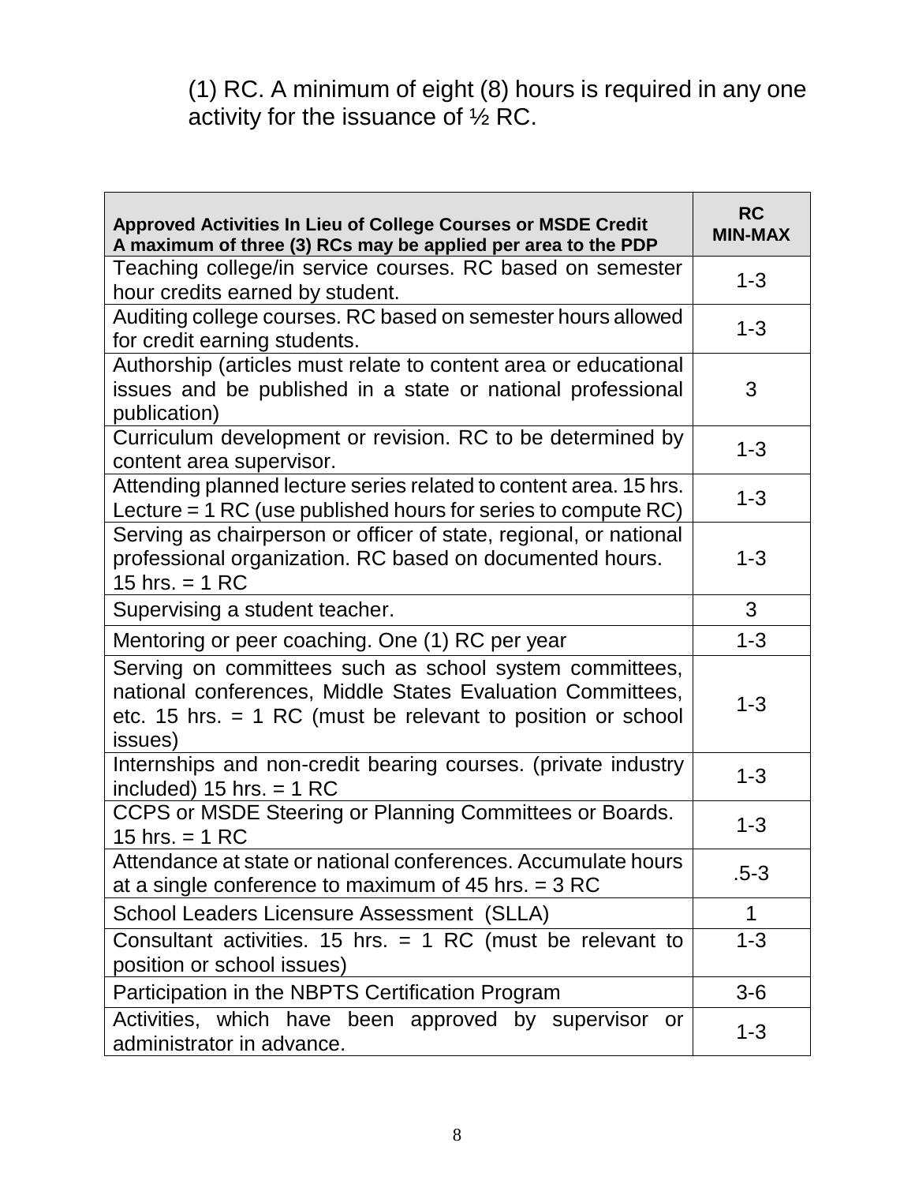(1) RC. A minimum of eight (8) hours is required in any one activity for the issuance of ½ RC.

| **Approved Activities In Lieu of College Courses or MSDE Credit**<br>**A maximum of three (3) RCs may be applied per area to the PDP** | **RC MIN-MAX** |
|---|---|
| Teaching college/in service courses. RC based on semester hour credits earned by student. | 1-3 |
| Auditing college courses. RC based on semester hours allowed for credit earning students. | 1-3 |
| Authorship (articles must relate to content area or educational issues and be published in a state or national professional publication) | 3 |
| Curriculum development or revision. RC to be determined by content area supervisor. | 1-3 |
| Attending planned lecture series related to content area. 15 hrs. Lecture = 1 RC (use published hours for series to compute RC) | 1-3 |
| Serving as chairperson or officer of state, regional, or national professional organization. RC based on documented hours. 15 hrs. = 1 RC | 1-3 |
| Supervising a student teacher. | 3 |
| Mentoring or peer coaching. One (1) RC per year | 1-3 |
| Serving on committees such as school system committees, national conferences, Middle States Evaluation Committees, etc. 15 hrs. = 1 RC (must be relevant to position or school issues) | 1-3 |
| Internships and non-credit bearing courses. (private industry included) 15 hrs. = 1 RC | 1-3 |
| CCPS or MSDE Steering or Planning Committees or Boards. 15 hrs. = 1 RC | 1-3 |
| Attendance at state or national conferences. Accumulate hours at a single conference to maximum of 45 hrs. = 3 RC | .5-3 |
| School Leaders Licensure Assessment (SLLA) | 1 |
| Consultant activities. 15 hrs. = 1 RC (must be relevant to position or school issues) | 1-3 |
| Participation in the NBPTS Certification Program | 3-6 |
| Activities, which have been approved by supervisor or administrator in advance. | 1-3 |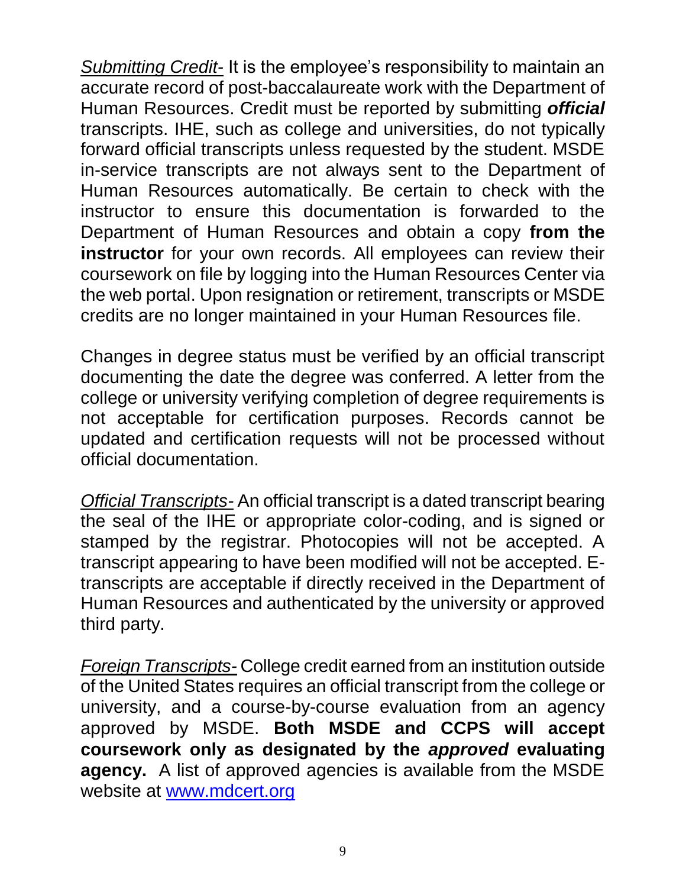*Submitting Credit-* It is the employee's responsibility to maintain an accurate record of post-baccalaureate work with the Department of Human Resources. Credit must be reported by submitting ***official*** transcripts. IHE, such as college and universities, do not typically forward official transcripts unless requested by the student. MSDE in-service transcripts are not always sent to the Department of Human Resources automatically. Be certain to check with the instructor to ensure this documentation is forwarded to the Department of Human Resources and obtain a copy **from the instructor** for your own records. All employees can review their coursework on file by logging into the Human Resources Center via the web portal. Upon resignation or retirement, transcripts or MSDE credits are no longer maintained in your Human Resources file.

Changes in degree status must be verified by an official transcript documenting the date the degree was conferred. A letter from the college or university verifying completion of degree requirements is not acceptable for certification purposes. Records cannot be updated and certification requests will not be processed without official documentation.

*Official Transcripts-* An official transcript is a dated transcript bearing the seal of the IHE or appropriate color-coding, and is signed or stamped by the registrar. Photocopies will not be accepted. A transcript appearing to have been modified will not be accepted. E-transcripts are acceptable if directly received in the Department of Human Resources and authenticated by the university or approved third party.

*Foreign Transcripts-* College credit earned from an institution outside of the United States requires an official transcript from the college or university, and a course-by-course evaluation from an agency approved by MSDE. **Both MSDE and CCPS will accept coursework only as designated by the *approved* evaluating agency.** A list of approved agencies is available from the MSDE website at [www.mdcert.org](www.mdcert.org)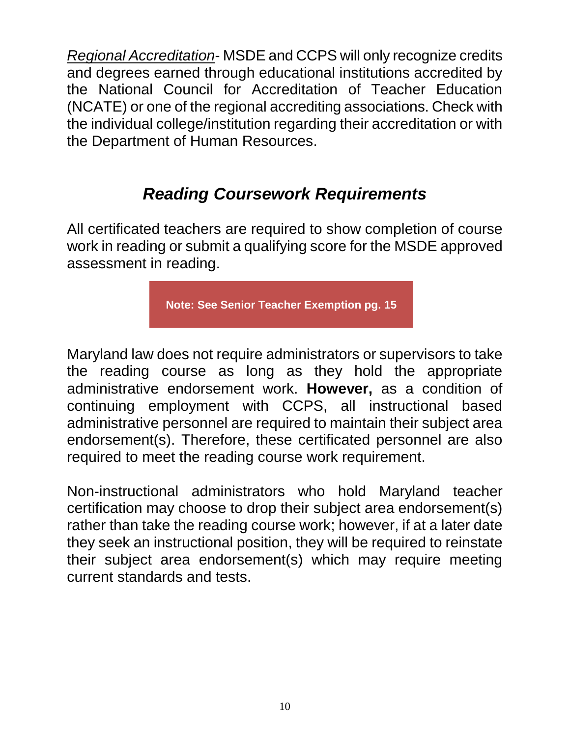*<u>Regional Accreditation</u>*- MSDE and CCPS will only recognize credits and degrees earned through educational institutions accredited by the National Council for Accreditation of Teacher Education (NCATE) or one of the regional accrediting associations. Check with the individual college/institution regarding their accreditation or with the Department of Human Resources.

## *Reading Coursework Requirements*

All certificated teachers are required to show completion of course work in reading or submit a qualifying score for the MSDE approved assessment in reading.

**Note: See Senior Teacher Exemption pg. 15**

Maryland law does not require administrators or supervisors to take the reading course as long as they hold the appropriate administrative endorsement work. **However,** as a condition of continuing employment with CCPS, all instructional based administrative personnel are required to maintain their subject area endorsement(s). Therefore, these certificated personnel are also required to meet the reading course work requirement.

Non-instructional administrators who hold Maryland teacher certification may choose to drop their subject area endorsement(s) rather than take the reading course work; however, if at a later date they seek an instructional position, they will be required to reinstate their subject area endorsement(s) which may require meeting current standards and tests.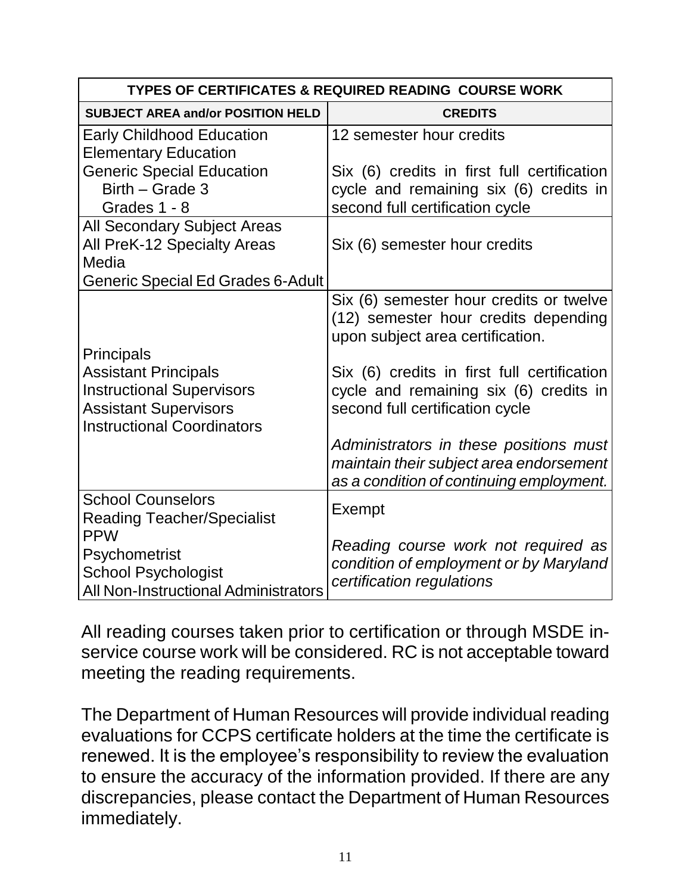| TYPES OF CERTIFICATES & REQUIRED READING COURSE WORK | |
|---|---|
| **SUBJECT AREA and/or POSITION HELD** | **CREDITS** |
| Early Childhood Education<br>Elementary Education<br>Generic Special Education<br>Birth – Grade 3<br>Grades 1 - 8 | 12 semester hour credits<br><br>Six (6) credits in first full certification cycle and remaining six (6) credits in second full certification cycle |
| All Secondary Subject Areas<br>All PreK-12 Specialty Areas<br>Media<br>Generic Special Ed Grades 6-Adult | Six (6) semester hour credits |
| Principals<br>Assistant Principals<br>Instructional Supervisors<br>Assistant Supervisors<br>Instructional Coordinators | Six (6) semester hour credits or twelve (12) semester hour credits depending upon subject area certification.<br><br>Six (6) credits in first full certification cycle and remaining six (6) credits in second full certification cycle<br><br>*Administrators in these positions must maintain their subject area endorsement as a condition of continuing employment.* |
| School Counselors<br>Reading Teacher/Specialist<br>PPW<br>Psychometrist<br>School Psychologist<br>All Non-Instructional Administrators | Exempt<br><br>*Reading course work not required as condition of employment or by Maryland certification regulations* |

All reading courses taken prior to certification or through MSDE in-service course work will be considered. RC is not acceptable toward meeting the reading requirements.

The Department of Human Resources will provide individual reading evaluations for CCPS certificate holders at the time the certificate is renewed. It is the employee's responsibility to review the evaluation to ensure the accuracy of the information provided. If there are any discrepancies, please contact the Department of Human Resources immediately.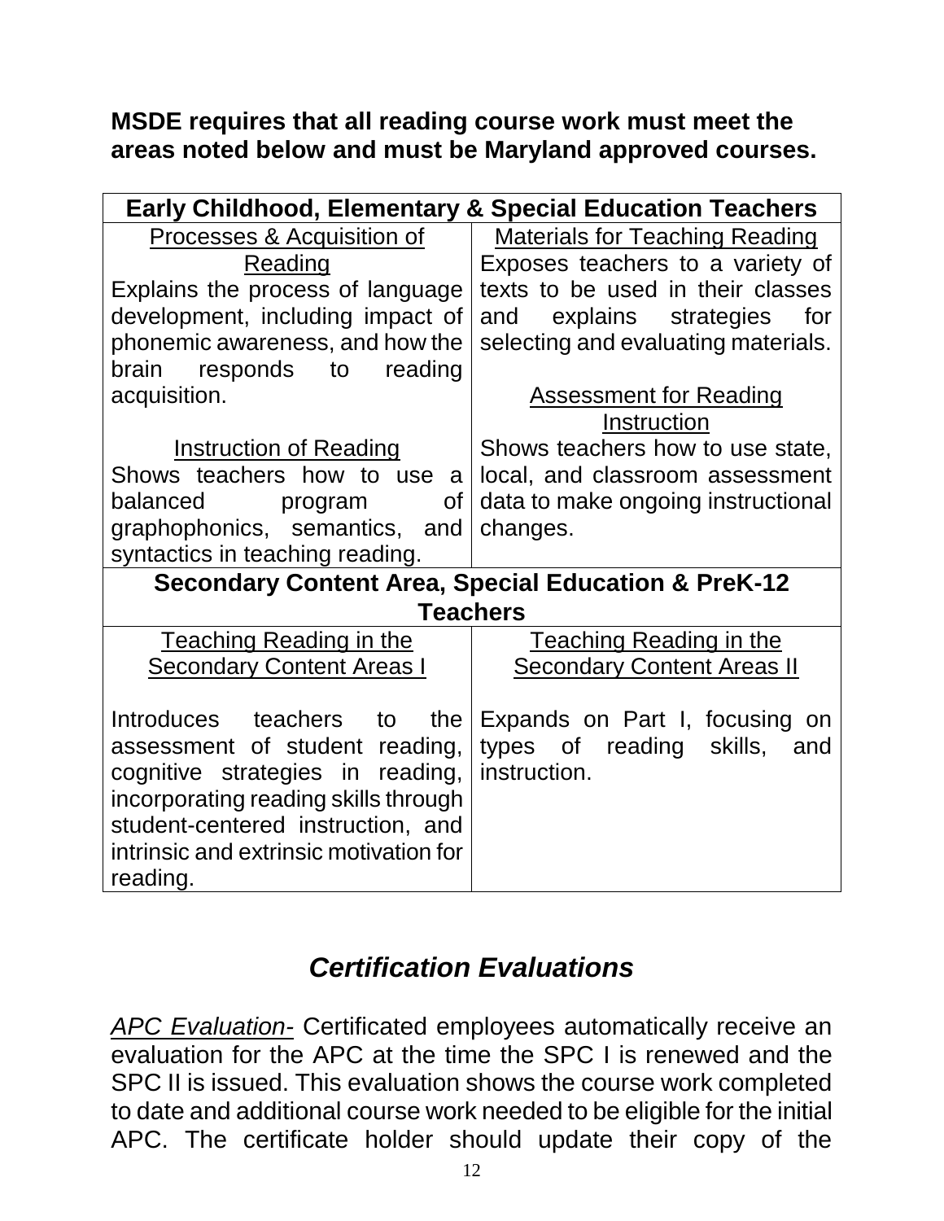**MSDE requires that all reading course work must meet the areas noted below and must be Maryland approved courses.**

| **Early Childhood, Elementary & Special Education Teachers** | |
|---|---|
| <u>Processes & Acquisition of Reading</u><br>Explains the process of language development, including impact of phonemic awareness, and how the brain responds to reading acquisition.<br><br><u>Instruction of Reading</u><br>Shows teachers how to use a balanced program of graphophonics, semantics, and syntactics in teaching reading. | <u>Materials for Teaching Reading</u><br>Exposes teachers to a variety of texts to be used in their classes and explains strategies for selecting and evaluating materials.<br><br><u>Assessment for Reading Instruction</u><br>Shows teachers how to use state, local, and classroom assessment data to make ongoing instructional changes. |
| **Secondary Content Area, Special Education & PreK-12 Teachers** | |
| <u>Teaching Reading in the Secondary Content Areas I</u><br><br>Introduces teachers to the assessment of student reading, cognitive strategies in reading, incorporating reading skills through student-centered instruction, and intrinsic and extrinsic motivation for reading. | <u>Teaching Reading in the Secondary Content Areas II</u><br><br>Expands on Part I, focusing on types of reading skills, and instruction. |

## ***Certification Evaluations***

*<u>APC Evaluation-</u>* Certificated employees automatically receive an evaluation for the APC at the time the SPC I is renewed and the SPC II is issued. This evaluation shows the course work completed to date and additional course work needed to be eligible for the initial APC. The certificate holder should update their copy of the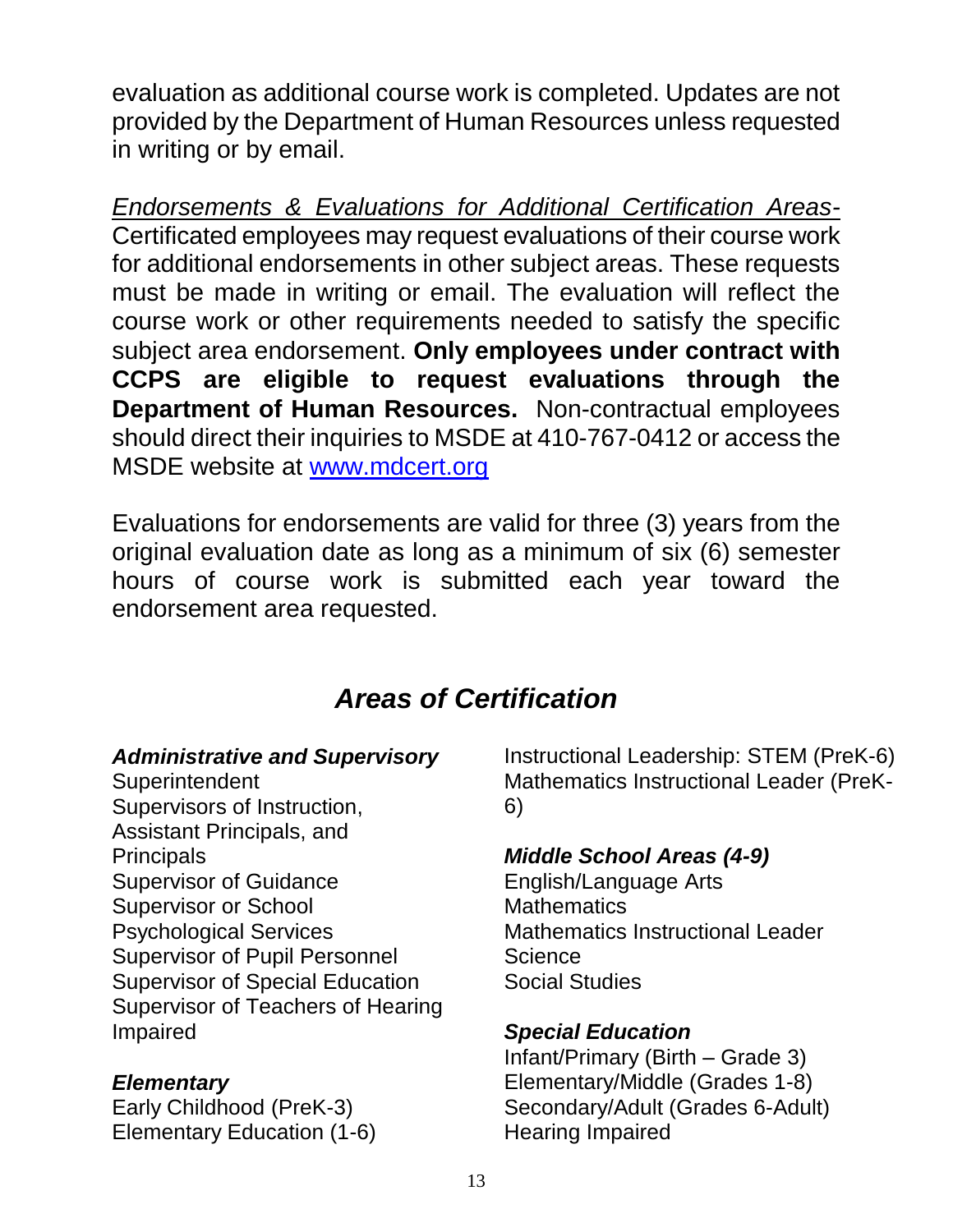evaluation as additional course work is completed. Updates are not provided by the Department of Human Resources unless requested in writing or by email.

*Endorsements & Evaluations for Additional Certification Areas-* Certificated employees may request evaluations of their course work for additional endorsements in other subject areas. These requests must be made in writing or email. The evaluation will reflect the course work or other requirements needed to satisfy the specific subject area endorsement. **Only employees under contract with CCPS are eligible to request evaluations through the Department of Human Resources.** Non-contractual employees should direct their inquiries to MSDE at 410-767-0412 or access the MSDE website at [www.mdcert.org](www.mdcert.org)

Evaluations for endorsements are valid for three (3) years from the original evaluation date as long as a minimum of six (6) semester hours of course work is submitted each year toward the endorsement area requested.

## *Areas of Certification*

***Administrative and Supervisory***

Superintendent
Supervisors of Instruction, Assistant Principals, and Principals
Supervisor of Guidance
Supervisor or School Psychological Services
Supervisor of Pupil Personnel
Supervisor of Special Education
Supervisor of Teachers of Hearing Impaired

***Elementary***

Early Childhood (PreK-3)
Elementary Education (1-6)
Instructional Leadership: STEM (PreK-6)
Mathematics Instructional Leader (PreK-6)

***Middle School Areas (4-9)***

English/Language Arts
Mathematics
Mathematics Instructional Leader
Science
Social Studies

***Special Education***

Infant/Primary (Birth – Grade 3)
Elementary/Middle (Grades 1-8)
Secondary/Adult (Grades 6-Adult)
Hearing Impaired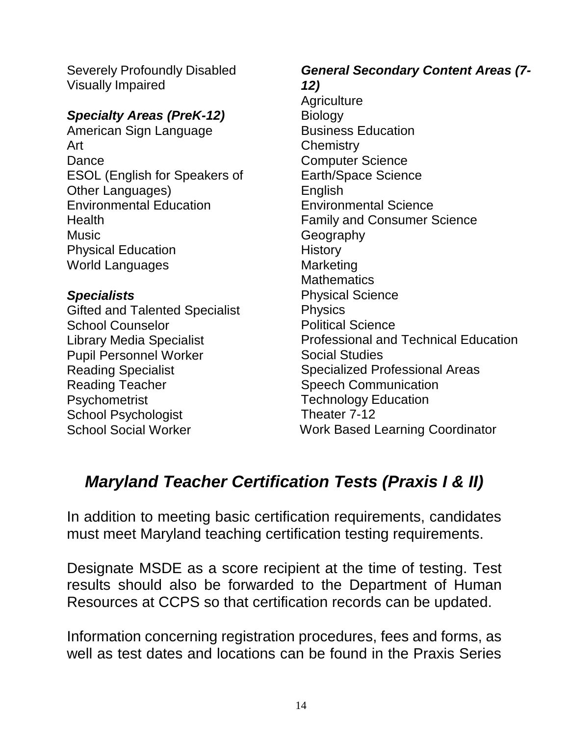Severely Profoundly Disabled
Visually Impaired

***Specialty Areas (PreK-12)***

American Sign Language
Art
Dance
ESOL (English for Speakers of Other Languages)
Environmental Education
Health
Music
Physical Education
World Languages

***Specialists***

Gifted and Talented Specialist
School Counselor
Library Media Specialist
Pupil Personnel Worker
Reading Specialist
Reading Teacher
Psychometrist
School Psychologist
School Social Worker

***General Secondary Content Areas (7-12)***

Agriculture
Biology
Business Education
Chemistry
Computer Science
Earth/Space Science
English
Environmental Science
Family and Consumer Science
Geography
History
Marketing
Mathematics
Physical Science
Physics
Political Science
Professional and Technical Education
Social Studies
Specialized Professional Areas
Speech Communication
Technology Education
Theater 7-12
Work Based Learning Coordinator

## *Maryland Teacher Certification Tests (Praxis I & II)*

In addition to meeting basic certification requirements, candidates must meet Maryland teaching certification testing requirements.

Designate MSDE as a score recipient at the time of testing. Test results should also be forwarded to the Department of Human Resources at CCPS so that certification records can be updated.

Information concerning registration procedures, fees and forms, as well as test dates and locations can be found in the Praxis Series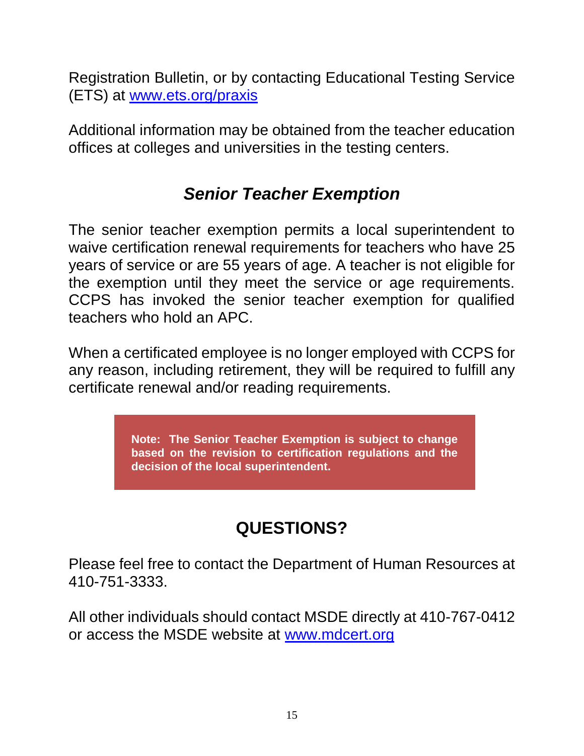Registration Bulletin, or by contacting Educational Testing Service (ETS) at [www.ets.org/praxis](http://www.ets.org/praxis)

Additional information may be obtained from the teacher education offices at colleges and universities in the testing centers.

## *Senior Teacher Exemption*

The senior teacher exemption permits a local superintendent to waive certification renewal requirements for teachers who have 25 years of service or are 55 years of age. A teacher is not eligible for the exemption until they meet the service or age requirements. CCPS has invoked the senior teacher exemption for qualified teachers who hold an APC.

When a certificated employee is no longer employed with CCPS for any reason, including retirement, they will be required to fulfill any certificate renewal and/or reading requirements.

> **Note: The Senior Teacher Exemption is subject to change based on the revision to certification regulations and the decision of the local superintendent.**

## QUESTIONS?

Please feel free to contact the Department of Human Resources at 410-751-3333.

All other individuals should contact MSDE directly at 410-767-0412 or access the MSDE website at [www.mdcert.org](http://www.mdcert.org)